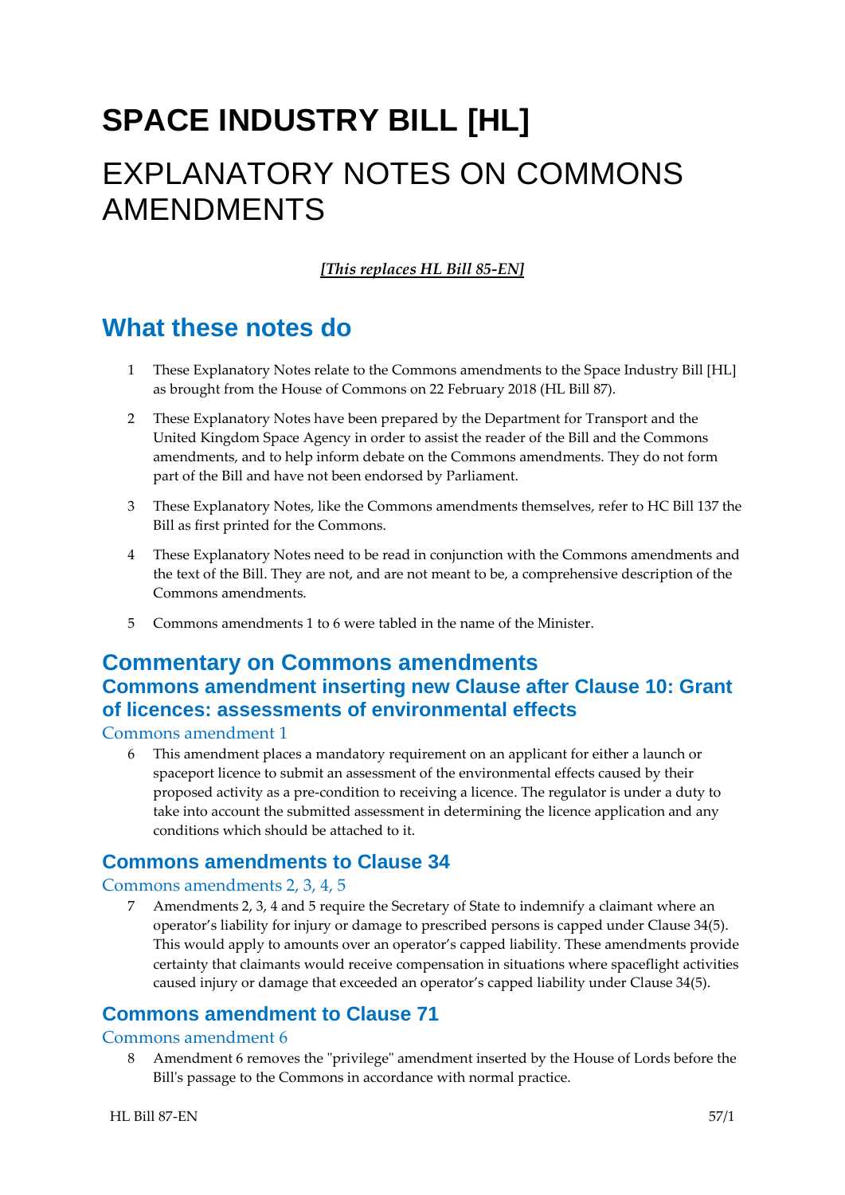# SPACE INDUSTRY BILL [HL]

# EXPLANATORY NOTES ON COMMONS AMENDMENTS

***[This replaces HL Bill 85-EN]***

## What these notes do

1 These Explanatory Notes relate to the Commons amendments to the Space Industry Bill [HL] as brought from the House of Commons on 22 February 2018 (HL Bill 87).

2 These Explanatory Notes have been prepared by the Department for Transport and the United Kingdom Space Agency in order to assist the reader of the Bill and the Commons amendments, and to help inform debate on the Commons amendments. They do not form part of the Bill and have not been endorsed by Parliament.

3 These Explanatory Notes, like the Commons amendments themselves, refer to HC Bill 137 the Bill as first printed for the Commons.

4 These Explanatory Notes need to be read in conjunction with the Commons amendments and the text of the Bill. They are not, and are not meant to be, a comprehensive description of the Commons amendments.

5 Commons amendments 1 to 6 were tabled in the name of the Minister.

## Commentary on Commons amendments

### Commons amendment inserting new Clause after Clause 10: Grant of licences: assessments of environmental effects

#### Commons amendment 1

6 This amendment places a mandatory requirement on an applicant for either a launch or spaceport licence to submit an assessment of the environmental effects caused by their proposed activity as a pre-condition to receiving a licence. The regulator is under a duty to take into account the submitted assessment in determining the licence application and any conditions which should be attached to it.

### Commons amendments to Clause 34

#### Commons amendments 2, 3, 4, 5

7 Amendments 2, 3, 4 and 5 require the Secretary of State to indemnify a claimant where an operator's liability for injury or damage to prescribed persons is capped under Clause 34(5). This would apply to amounts over an operator's capped liability. These amendments provide certainty that claimants would receive compensation in situations where spaceflight activities caused injury or damage that exceeded an operator's capped liability under Clause 34(5).

### Commons amendment to Clause 71

#### Commons amendment 6

8 Amendment 6 removes the "privilege" amendment inserted by the House of Lords before the Bill's passage to the Commons in accordance with normal practice.

HL Bill 87-EN 57/1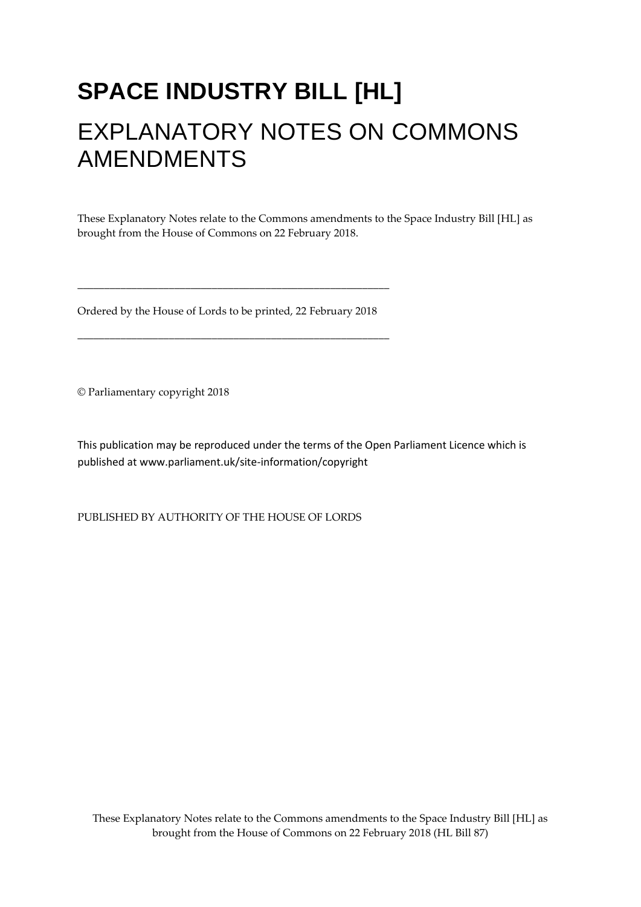# SPACE INDUSTRY BILL [HL]

# EXPLANATORY NOTES ON COMMONS AMENDMENTS

These Explanatory Notes relate to the Commons amendments to the Space Industry Bill [HL] as brought from the House of Commons on 22 February 2018.

---

Ordered by the House of Lords to be printed, 22 February 2018

---

© Parliamentary copyright 2018

This publication may be reproduced under the terms of the Open Parliament Licence which is published at www.parliament.uk/site-information/copyright

PUBLISHED BY AUTHORITY OF THE HOUSE OF LORDS

These Explanatory Notes relate to the Commons amendments to the Space Industry Bill [HL] as brought from the House of Commons on 22 February 2018 (HL Bill 87)